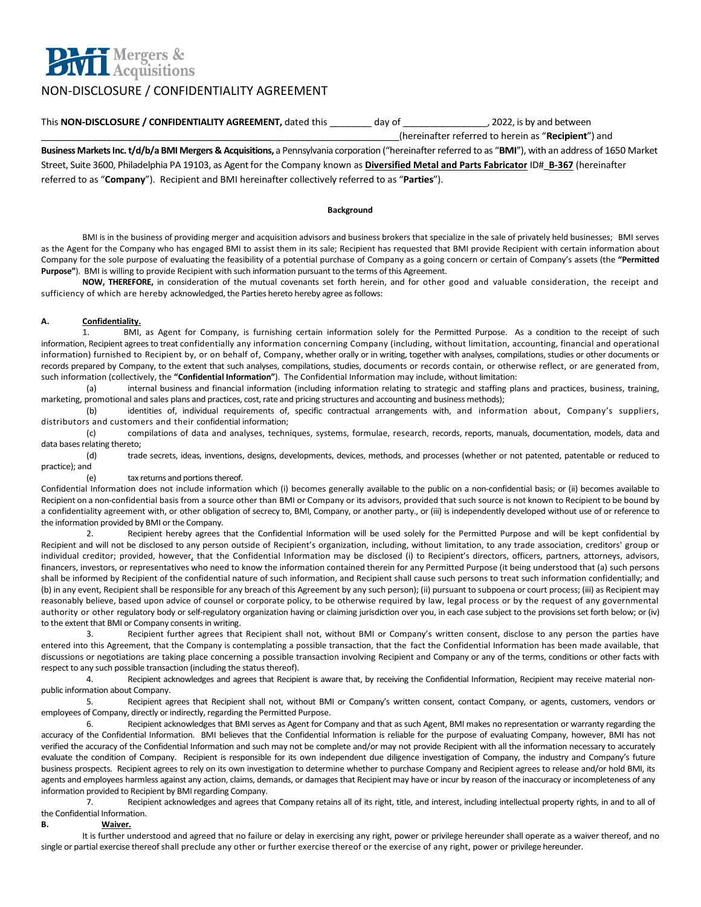BMI Mergers & Acquisitions

# NON-DISCLOSURE / CONFIDENTIALITY AGREEMENT

This **NON-DISCLOSURE / CONFIDENTIALITY AGREEMENT,** dated this ________ day of ________________, 2022, is by and between ______________________________________________________________________(hereinafter referred to herein as "**Recipient**") and **Business Markets Inc. t/d/b/a BMI Mergers & Acquisitions,** a Pennsylvania corporation ("hereinafter referred to as "**BMI**"), with an address of 1650 Market Street, Suite 3600, Philadelphia PA 19103, as Agent for the Company known as **Diversified Metal and Parts Fabricator** ID# **B-367** (hereinafter referred to as "**Company**"). Recipient and BMI hereinafter collectively referred to as "**Parties**").

**Background**

BMI is in the business of providing merger and acquisition advisors and business brokers that specialize in the sale of privately held businesses; BMI serves as the Agent for the Company who has engaged BMI to assist them in its sale; Recipient has requested that BMI provide Recipient with certain information about Company for the sole purpose of evaluating the feasibility of a potential purchase of Company as a going concern or certain of Company's assets (the **"Permitted Purpose"**). BMI is willing to provide Recipient with such information pursuant to the terms of this Agreement.

**NOW, THEREFORE,** in consideration of the mutual covenants set forth herein, and for other good and valuable consideration, the receipt and sufficiency of which are hereby acknowledged, the Parties hereto hereby agree as follows:

**A. Confidentiality.**

1. BMI, as Agent for Company, is furnishing certain information solely for the Permitted Purpose. As a condition to the receipt of such information, Recipient agrees to treat confidentially any information concerning Company (including, without limitation, accounting, financial and operational information) furnished to Recipient by, or on behalf of, Company, whether orally or in writing, together with analyses, compilations, studies or other documents or records prepared by Company, to the extent that such analyses, compilations, studies, documents or records contain, or otherwise reflect, or are generated from, such information (collectively, the **"Confidential Information"**). The Confidential Information may include, without limitation:

   (a) internal business and financial information (including information relating to strategic and staffing plans and practices, business, training, marketing, promotional and sales plans and practices, cost, rate and pricing structures and accounting and business methods);

   (b) identities of, individual requirements of, specific contractual arrangements with, and information about, Company's suppliers, distributors and customers and their confidential information;

   (c) compilations of data and analyses, techniques, systems, formulae, research, records, reports, manuals, documentation, models, data and data bases relating thereto;

   (d) trade secrets, ideas, inventions, designs, developments, devices, methods, and processes (whether or not patented, patentable or reduced to practice); and

   (e) tax returns and portions thereof.

   Confidential Information does not include information which (i) becomes generally available to the public on a non-confidential basis; or (ii) becomes available to Recipient on a non-confidential basis from a source other than BMI or Company or its advisors, provided that such source is not known to Recipient to be bound by a confidentiality agreement with, or other obligation of secrecy to, BMI, Company, or another party., or (iii) is independently developed without use of or reference to the information provided by BMI or the Company.

2. Recipient hereby agrees that the Confidential Information will be used solely for the Permitted Purpose and will be kept confidential by Recipient and will not be disclosed to any person outside of Recipient's organization, including, without limitation, to any trade association, creditors' group or individual creditor; provided, however, that the Confidential Information may be disclosed (i) to Recipient's directors, officers, partners, attorneys, advisors, financers, investors, or representatives who need to know the information contained therein for any Permitted Purpose (it being understood that (a) such persons shall be informed by Recipient of the confidential nature of such information, and Recipient shall cause such persons to treat such information confidentially; and (b) in any event, Recipient shall be responsible for any breach of this Agreement by any such person); (ii) pursuant to subpoena or court process; (iii) as Recipient may reasonably believe, based upon advice of counsel or corporate policy, to be otherwise required by law, legal process or by the request of any governmental authority or other regulatory body or self-regulatory organization having or claiming jurisdiction over you, in each case subject to the provisions set forth below; or (iv) to the extent that BMI or Company consents in writing.

3. Recipient further agrees that Recipient shall not, without BMI or Company's written consent, disclose to any person the parties have entered into this Agreement, that the Company is contemplating a possible transaction, that the fact the Confidential Information has been made available, that discussions or negotiations are taking place concerning a possible transaction involving Recipient and Company or any of the terms, conditions or other facts with respect to any such possible transaction (including the status thereof).

4. Recipient acknowledges and agrees that Recipient is aware that, by receiving the Confidential Information, Recipient may receive material non-public information about Company.

5. Recipient agrees that Recipient shall not, without BMI or Company's written consent, contact Company, or agents, customers, vendors or employees of Company, directly or indirectly, regarding the Permitted Purpose.

6. Recipient acknowledges that BMI serves as Agent for Company and that as such Agent, BMI makes no representation or warranty regarding the accuracy of the Confidential Information. BMI believes that the Confidential Information is reliable for the purpose of evaluating Company, however, BMI has not verified the accuracy of the Confidential Information and such may not be complete and/or may not provide Recipient with all the information necessary to accurately evaluate the condition of Company. Recipient is responsible for its own independent due diligence investigation of Company, the industry and Company's future business prospects. Recipient agrees to rely on its own investigation to determine whether to purchase Company and Recipient agrees to release and/or hold BMI, its agents and employees harmless against any action, claims, demands, or damages that Recipient may have or incur by reason of the inaccuracy or incompleteness of any information provided to Recipient by BMI regarding Company.

7. Recipient acknowledges and agrees that Company retains all of its right, title, and interest, including intellectual property rights, in and to all of the Confidential Information.

**B. Waiver.**

It is further understood and agreed that no failure or delay in exercising any right, power or privilege hereunder shall operate as a waiver thereof, and no single or partial exercise thereof shall preclude any other or further exercise thereof or the exercise of any right, power or privilege hereunder.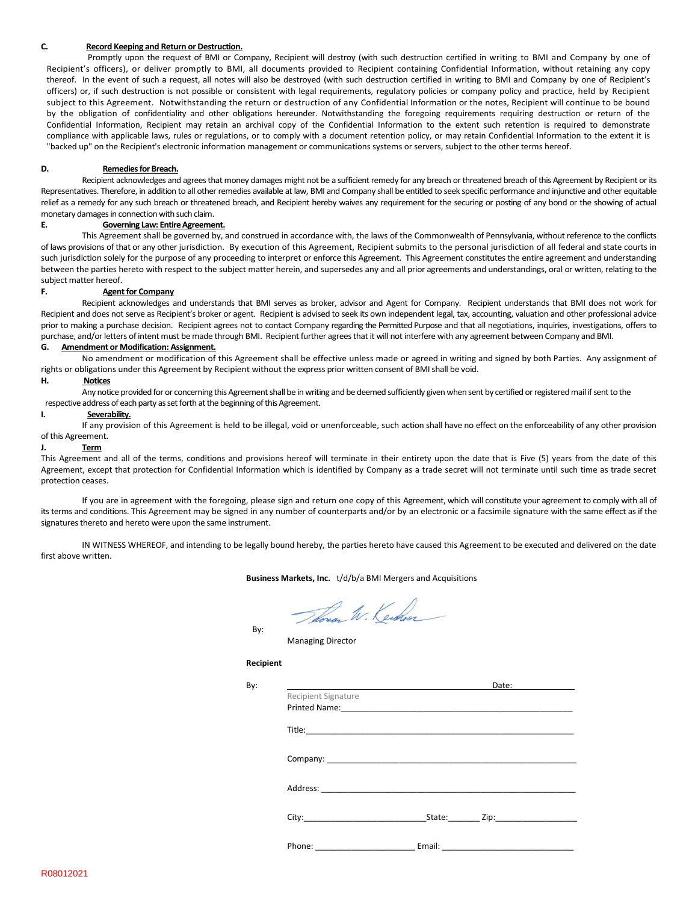**C. Record Keeping and Return or Destruction.**

Promptly upon the request of BMI or Company, Recipient will destroy (with such destruction certified in writing to BMI and Company by one of Recipient's officers), or deliver promptly to BMI, all documents provided to Recipient containing Confidential Information, without retaining any copy thereof. In the event of such a request, all notes will also be destroyed (with such destruction certified in writing to BMI and Company by one of Recipient's officers) or, if such destruction is not possible or consistent with legal requirements, regulatory policies or company policy and practice, held by Recipient subject to this Agreement. Notwithstanding the return or destruction of any Confidential Information or the notes, Recipient will continue to be bound by the obligation of confidentiality and other obligations hereunder. Notwithstanding the foregoing requirements requiring destruction or return of the Confidential Information, Recipient may retain an archival copy of the Confidential Information to the extent such retention is required to demonstrate compliance with applicable laws, rules or regulations, or to comply with a document retention policy, or may retain Confidential Information to the extent it is "backed up" on the Recipient's electronic information management or communications systems or servers, subject to the other terms hereof.

**D. Remedies for Breach.**

Recipient acknowledges and agrees that money damages might not be a sufficient remedy for any breach or threatened breach of this Agreement by Recipient or its Representatives. Therefore, in addition to all other remedies available at law, BMI and Company shall be entitled to seek specific performance and injunctive and other equitable relief as a remedy for any such breach or threatened breach, and Recipient hereby waives any requirement for the securing or posting of any bond or the showing of actual monetary damages in connection with such claim.

**E. Governing Law: Entire Agreement.**

This Agreement shall be governed by, and construed in accordance with, the laws of the Commonwealth of Pennsylvania, without reference to the conflicts of laws provisions of that or any other jurisdiction. By execution of this Agreement, Recipient submits to the personal jurisdiction of all federal and state courts in such jurisdiction solely for the purpose of any proceeding to interpret or enforce this Agreement. This Agreement constitutes the entire agreement and understanding between the parties hereto with respect to the subject matter herein, and supersedes any and all prior agreements and understandings, oral or written, relating to the subject matter hereof.

**F. Agent for Company**

Recipient acknowledges and understands that BMI serves as broker, advisor and Agent for Company. Recipient understands that BMI does not work for Recipient and does not serve as Recipient's broker or agent. Recipient is advised to seek its own independent legal, tax, accounting, valuation and other professional advice prior to making a purchase decision. Recipient agrees not to contact Company regarding the Permitted Purpose and that all negotiations, inquiries, investigations, offers to purchase, and/or letters of intent must be made through BMI. Recipient further agrees that it will not interfere with any agreement between Company and BMI.

**G. Amendment or Modification: Assignment.**

No amendment or modification of this Agreement shall be effective unless made or agreed in writing and signed by both Parties. Any assignment of rights or obligations under this Agreement by Recipient without the express prior written consent of BMI shall be void.

**H. Notices**

Any notice provided for or concerning this Agreement shall be in writing and be deemed sufficiently given when sent by certified or registered mail if sent to the respective address of each party as set forth at the beginning of this Agreement.

**I. Severability.**

If any provision of this Agreement is held to be illegal, void or unenforceable, such action shall have no effect on the enforceability of any other provision of this Agreement.

**J. Term**

This Agreement and all of the terms, conditions and provisions hereof will terminate in their entirety upon the date that is Five (5) years from the date of this Agreement, except that protection for Confidential Information which is identified by Company as a trade secret will not terminate until such time as trade secret protection ceases.

If you are in agreement with the foregoing, please sign and return one copy of this Agreement, which will constitute your agreement to comply with all of its terms and conditions. This Agreement may be signed in any number of counterparts and/or by an electronic or a facsimile signature with the same effect as if the signatures thereto and hereto were upon the same instrument.

IN WITNESS WHEREOF, and intending to be legally bound hereby, the parties hereto have caused this Agreement to be executed and delivered on the date first above written.

**Business Markets, Inc.** t/d/b/a BMI Mergers and Acquisitions

By: Thomas W. Kershner
Managing Director

**Recipient**

By: ______________________________ Date: ____________
Recipient Signature
Printed Name: ______________________________

Title: ______________________________

Company: ______________________________

Address: ______________________________

City: ____________ State: ______ Zip: ____________

Phone: ____________ Email: ______________________________

R08012021